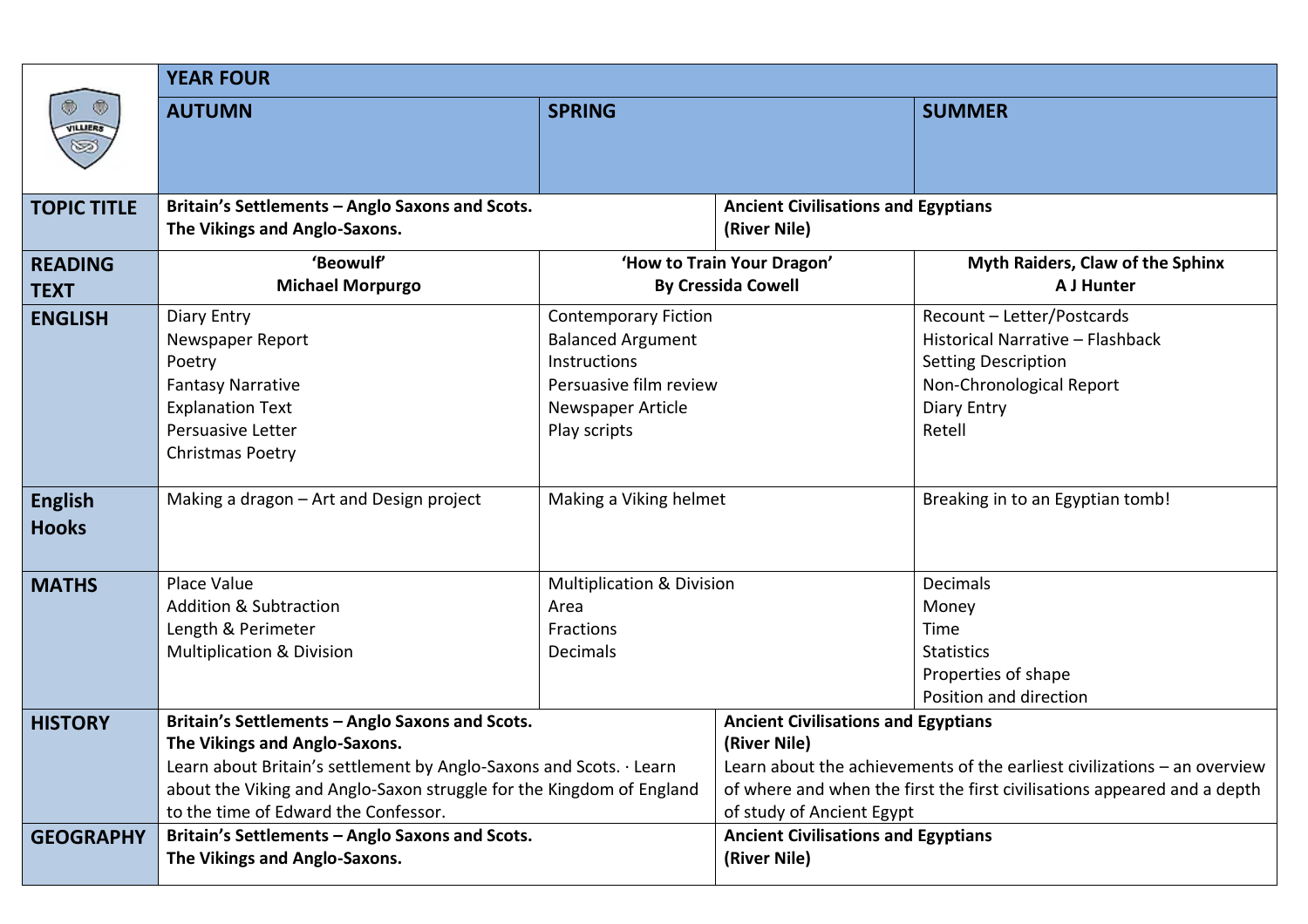| | YEAR FOUR | | |
|---|---|---|---|
| | **AUTUMN** | **SPRING** | **SUMMER** |
| **TOPIC TITLE** | **Britain's Settlements – Anglo Saxons and Scots.**<br>**The Vikings and Anglo-Saxons.** | | **Ancient Civilisations and Egyptians**<br>**(River Nile)** |
| **READING TEXT** | **'Beowulf'**<br>**Michael Morpurgo** | **'How to Train Your Dragon'**<br>**By Cressida Cowell** | **Myth Raiders, Claw of the Sphinx**<br>**A J Hunter** |
| **ENGLISH** | Diary Entry<br>Newspaper Report<br>Poetry<br>Fantasy Narrative<br>Explanation Text<br>Persuasive Letter<br>Christmas Poetry | Contemporary Fiction<br>Balanced Argument<br>Instructions<br>Persuasive film review<br>Newspaper Article<br>Play scripts | Recount – Letter/Postcards<br>Historical Narrative – Flashback<br>Setting Description<br>Non-Chronological Report<br>Diary Entry<br>Retell |
| **English Hooks** | Making a dragon – Art and Design project | Making a Viking helmet | Breaking in to an Egyptian tomb! |
| **MATHS** | Place Value<br>Addition & Subtraction<br>Length & Perimeter<br>Multiplication & Division | Multiplication & Division<br>Area<br>Fractions<br>Decimals | Decimals<br>Money<br>Time<br>Statistics<br>Properties of shape<br>Position and direction |
| **HISTORY** | **Britain's Settlements – Anglo Saxons and Scots.**<br>**The Vikings and Anglo-Saxons.**<br>Learn about Britain's settlement by Anglo-Saxons and Scots. · Learn about the Viking and Anglo-Saxon struggle for the Kingdom of England to the time of Edward the Confessor. | | **Ancient Civilisations and Egyptians**<br>**(River Nile)**<br>Learn about the achievements of the earliest civilizations – an overview of where and when the first the first civilisations appeared and a depth of study of Ancient Egypt |
| **GEOGRAPHY** | **Britain's Settlements – Anglo Saxons and Scots.**<br>**The Vikings and Anglo-Saxons.** | | **Ancient Civilisations and Egyptians**<br>**(River Nile)** |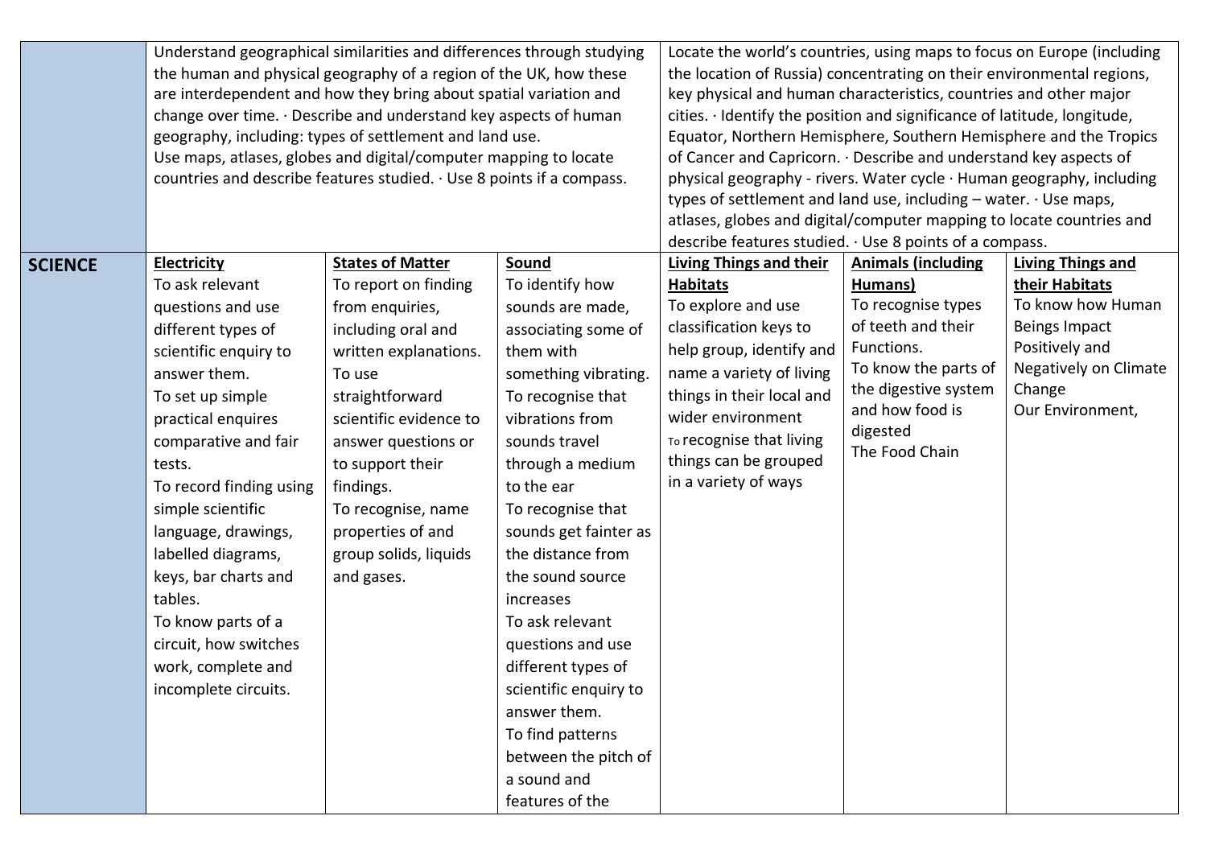| | | | | | | |
|---|---|---|---|---|---|---|
| | Understand geographical similarities and differences through studying the human and physical geography of a region of the UK, how these are interdependent and how they bring about spatial variation and change over time. · Describe and understand key aspects of human geography, including: types of settlement and land use. Use maps, atlases, globes and digital/computer mapping to locate countries and describe features studied. · Use 8 points if a compass. | | | Locate the world's countries, using maps to focus on Europe (including the location of Russia) concentrating on their environmental regions, key physical and human characteristics, countries and other major cities. · Identify the position and significance of latitude, longitude, Equator, Northern Hemisphere, Southern Hemisphere and the Tropics of Cancer and Capricorn. · Describe and understand key aspects of physical geography - rivers. Water cycle · Human geography, including types of settlement and land use, including – water. · Use maps, atlases, globes and digital/computer mapping to locate countries and describe features studied. · Use 8 points of a compass. | | |
| **SCIENCE** | **Electricity**<br>To ask relevant questions and use different types of scientific enquiry to answer them.<br>To set up simple practical enquires comparative and fair tests.<br>To record finding using simple scientific language, drawings, labelled diagrams, keys, bar charts and tables.<br>To know parts of a circuit, how switches work, complete and incomplete circuits. | **States of Matter**<br>To report on finding from enquiries, including oral and written explanations.<br>To use straightforward scientific evidence to answer questions or to support their findings.<br>To recognise, name properties of and group solids, liquids and gases. | **Sound**<br>To identify how sounds are made, associating some of them with something vibrating.<br>To recognise that vibrations from sounds travel through a medium to the ear<br>To recognise that sounds get fainter as the distance from the sound source increases<br>To ask relevant questions and use different types of scientific enquiry to answer them.<br>To find patterns between the pitch of a sound and features of the | **Living Things and their Habitats**<br>To explore and use classification keys to help group, identify and name a variety of living things in their local and wider environment<br>To recognise that living things can be grouped in a variety of ways | **Animals (including Humans)**<br>To recognise types of teeth and their Functions.<br>To know the parts of the digestive system and how food is digested<br>The Food Chain | **Living Things and their Habitats**<br>To know how Human Beings Impact Positively and Negatively on Climate Change<br>Our Environment, |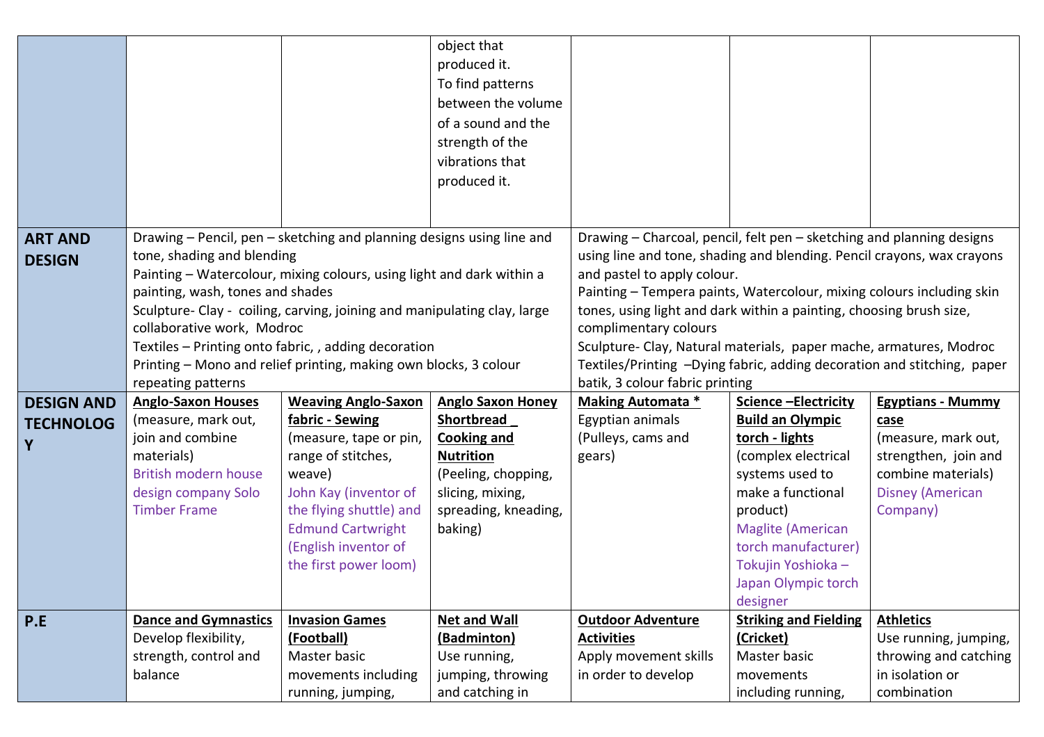| | | | | | | |
|---|---|---|---|---|---|---|
| | | | object that produced it. To find patterns between the volume of a sound and the strength of the vibrations that produced it. | | | |
| **ART AND DESIGN** | Drawing – Pencil, pen – sketching and planning designs using line and tone, shading and blending<br>Painting – Watercolour, mixing colours, using light and dark within a painting, wash, tones and shades<br>Sculpture- Clay - coiling, carving, joining and manipulating clay, large collaborative work, Modroc<br>Textiles – Printing onto fabric, , adding decoration<br>Printing – Mono and relief printing, making own blocks, 3 colour repeating patterns | | | Drawing – Charcoal, pencil, felt pen – sketching and planning designs using line and tone, shading and blending. Pencil crayons, wax crayons and pastel to apply colour.<br>Painting – Tempera paints, Watercolour, mixing colours including skin tones, using light and dark within a painting, choosing brush size, complimentary colours<br>Sculpture- Clay, Natural materials, paper mache, armatures, Modroc<br>Textiles/Printing –Dying fabric, adding decoration and stitching, paper batik, 3 colour fabric printing | | |
| **DESIGN AND TECHNOLOGY** | **Anglo-Saxon Houses**<br>(measure, mark out, join and combine materials)<br>British modern house design company Solo Timber Frame | **Weaving Anglo-Saxon fabric - Sewing**<br>(measure, tape or pin, range of stitches, weave)<br>John Kay (inventor of the flying shuttle) and Edmund Cartwright (English inventor of the first power loom) | **Anglo Saxon Honey Shortbread _ Cooking and Nutrition**<br>(Peeling, chopping, slicing, mixing, spreading, kneading, baking) | **Making Automata ***<br>Egyptian animals<br>(Pulleys, cams and gears) | **Science –Electricity Build an Olympic torch - lights**<br>(complex electrical systems used to make a functional product)<br>Maglite (American torch manufacturer)<br>Tokujin Yoshioka – Japan Olympic torch designer | **Egyptians - Mummy case**<br>(measure, mark out, strengthen, join and combine materials)<br>Disney (American Company) |
| **P.E** | **Dance and Gymnastics**<br>Develop flexibility, strength, control and balance | **Invasion Games (Football)**<br>Master basic movements including running, jumping, | **Net and Wall (Badminton)**<br>Use running, jumping, throwing and catching in | **Outdoor Adventure Activities**<br>Apply movement skills in order to develop | **Striking and Fielding (Cricket)**<br>Master basic movements including running, | **Athletics**<br>Use running, jumping, throwing and catching in isolation or combination |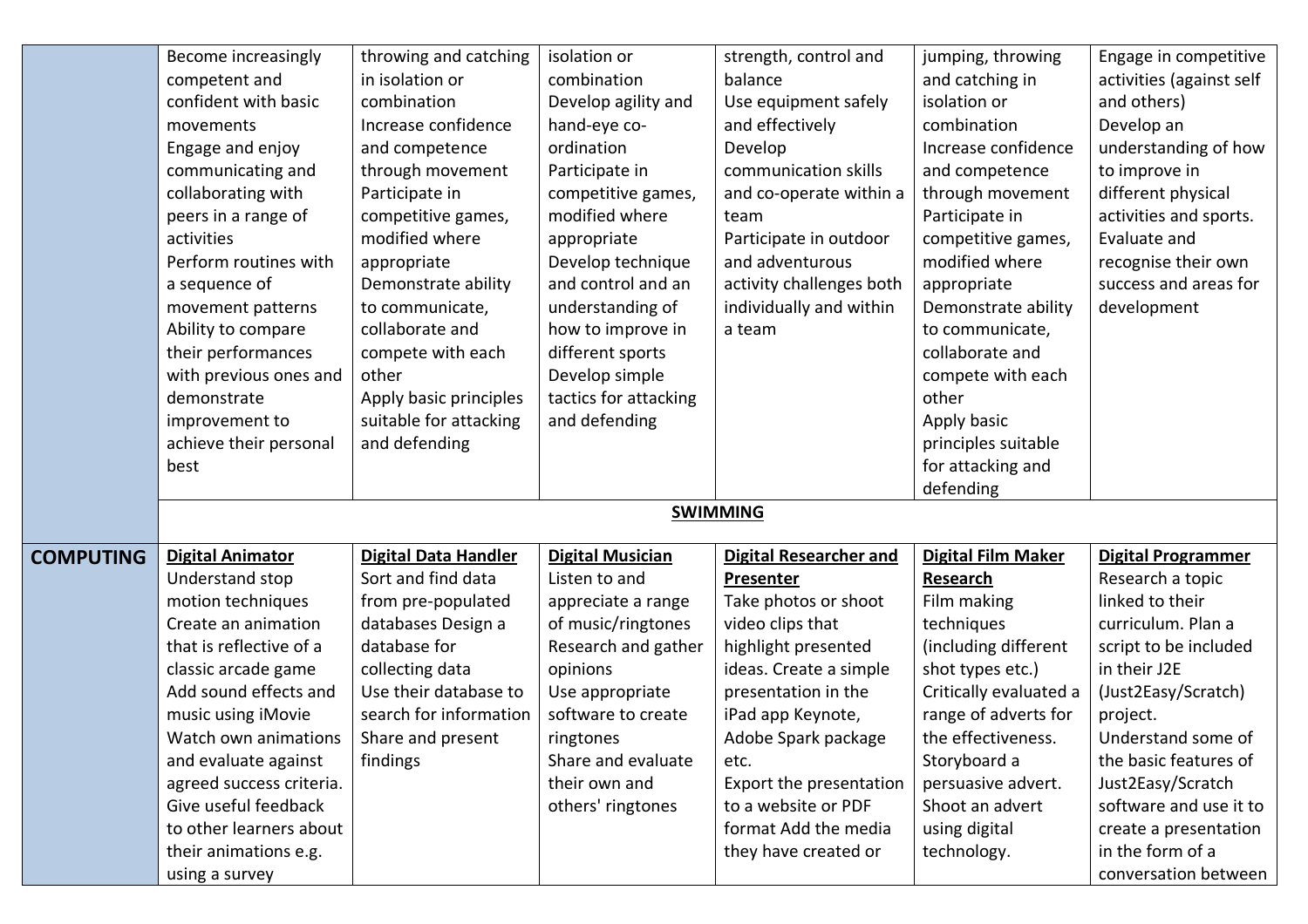| | | | | | | |
|---|---|---|---|---|---|---|
| | Become increasingly competent and confident with basic movements<br>Engage and enjoy communicating and collaborating with peers in a range of activities<br>Perform routines with a sequence of movement patterns<br>Ability to compare their performances with previous ones and demonstrate improvement to achieve their personal best | throwing and catching in isolation or combination<br>Increase confidence and competence through movement<br>Participate in competitive games, modified where appropriate<br>Demonstrate ability to communicate, collaborate and compete with each other<br>Apply basic principles suitable for attacking and defending | isolation or combination<br>Develop agility and hand-eye co-ordination<br>Participate in competitive games, modified where appropriate<br>Develop technique and control and an understanding of how to improve in different sports<br>Develop simple tactics for attacking and defending | strength, control and balance<br>Use equipment safely and effectively<br>Develop communication skills and co-operate within a team<br>Participate in outdoor and adventurous activity challenges both individually and within a team | jumping, throwing and catching in isolation or combination<br>Increase confidence and competence through movement<br>Participate in competitive games, modified where appropriate<br>Demonstrate ability to communicate, collaborate and compete with each other<br>Apply basic principles suitable for attacking and defending | Engage in competitive activities (against self and others)<br>Develop an understanding of how to improve in different physical activities and sports.<br>Evaluate and recognise their own success and areas for development |
| | **SWIMMING** | | | | | |
| **COMPUTING** | **Digital Animator**<br>Understand stop motion techniques<br>Create an animation that is reflective of a classic arcade game<br>Add sound effects and music using iMovie<br>Watch own animations and evaluate against agreed success criteria.<br>Give useful feedback to other learners about their animations e.g. using a survey | **Digital Data Handler**<br>Sort and find data from pre-populated databases Design a database for collecting data<br>Use their database to search for information<br>Share and present findings | **Digital Musician**<br>Listen to and appreciate a range of music/ringtones<br>Research and gather opinions<br>Use appropriate software to create ringtones<br>Share and evaluate their own and others' ringtones | **Digital Researcher and Presenter**<br>Take photos or shoot video clips that highlight presented ideas. Create a simple presentation in the iPad app Keynote, Adobe Spark package etc.<br>Export the presentation to a website or PDF format Add the media they have created or | **Digital Film Maker Research**<br>Film making techniques (including different shot types etc.)<br>Critically evaluated a range of adverts for the effectiveness.<br>Storyboard a persuasive advert.<br>Shoot an advert using digital technology. | **Digital Programmer**<br>Research a topic linked to their curriculum. Plan a script to be included in their J2E (Just2Easy/Scratch) project.<br>Understand some of the basic features of Just2Easy/Scratch software and use it to create a presentation in the form of a conversation between |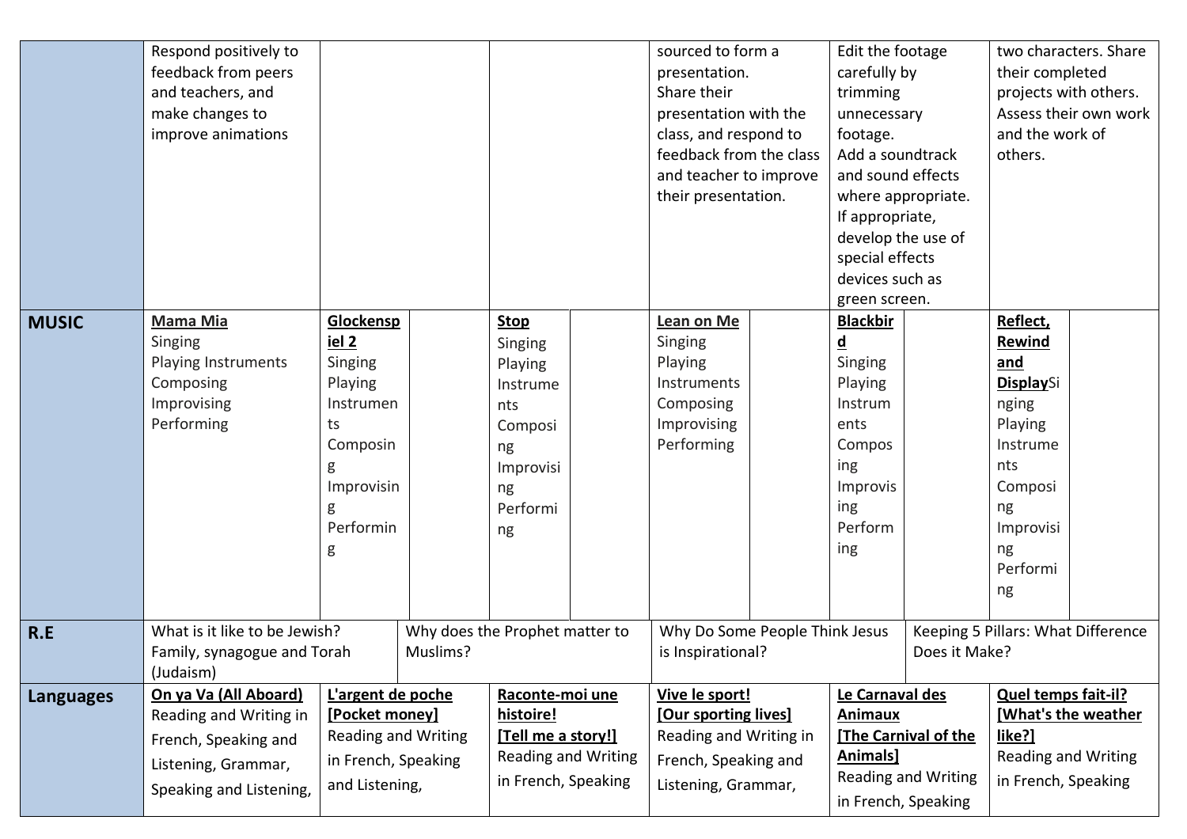| | | | | | | |
|---|---|---|---|---|---|---|
| | Respond positively to feedback from peers and teachers, and make changes to improve animations | | | sourced to form a presentation. Share their presentation with the class, and respond to feedback from the class and teacher to improve their presentation. | Edit the footage carefully by trimming unnecessary footage. Add a soundtrack and sound effects where appropriate. If appropriate, develop the use of special effects devices such as green screen. | two characters. Share their completed projects with others. Assess their own work and the work of others. |
| **MUSIC** | **Mama Mia** Singing Playing Instruments Composing Improvising Performing | **Glockenspiel 2** Singing Playing Instruments Composing Improvising Performing | **Stop** Singing Playing Instruments Composing Improvising Performing | **Lean on Me** Singing Playing Instruments Composing Improvising Performing | **Blackbird** Singing Playing Instruments Composing Improvising Performing | **Reflect, Rewind and Display** Singing Playing Instruments Composing Improvising Performing |
| **R.E** | What is it like to be Jewish? Family, synagogue and Torah (Judaism) | | Why does the Prophet matter to Muslims? | Why Do Some People Think Jesus is Inspirational? | | Keeping 5 Pillars: What Difference Does it Make? |
| **Languages** | **On ya Va (All Aboard)** Reading and Writing in French, Speaking and Listening, Grammar, Speaking and Listening, | **L'argent de poche [Pocket money]** Reading and Writing in French, Speaking and Listening, | **Raconte-moi une histoire! [Tell me a story!]** Reading and Writing in French, Speaking | **Vive le sport! [Our sporting lives]** Reading and Writing in French, Speaking and Listening, Grammar, | **Le Carnaval des Animaux [The Carnival of the Animals]** Reading and Writing in French, Speaking | **Quel temps fait-il? [What's the weather like?]** Reading and Writing in French, Speaking |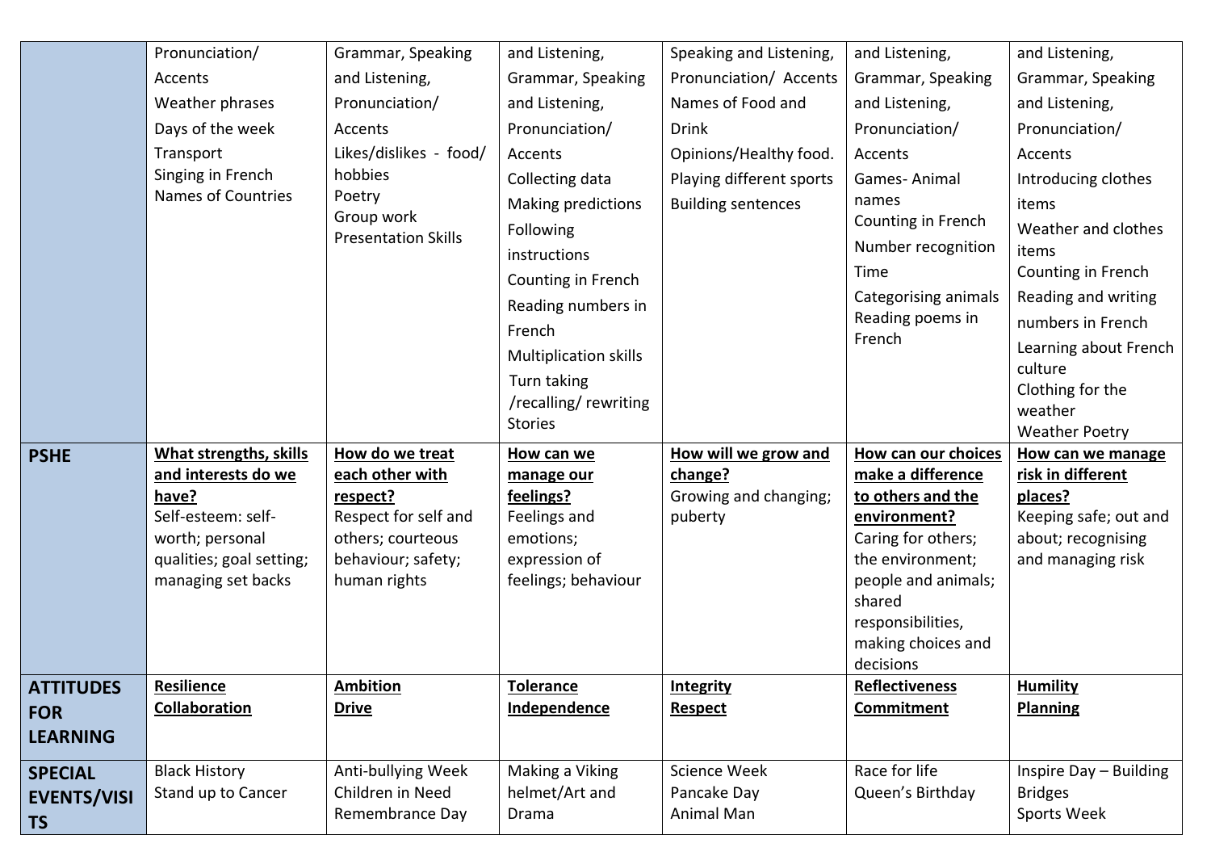| | | | | | | |
|---|---|---|---|---|---|---|
| | Pronunciation/ Accents<br>Weather phrases<br>Days of the week<br>Transport<br>Singing in French<br>Names of Countries | Grammar, Speaking and Listening, Pronunciation/ Accents<br>Likes/dislikes - food/ hobbies<br>Poetry<br>Group work<br>Presentation Skills | and Listening, Grammar, Speaking and Listening, Pronunciation/ Accents<br>Collecting data<br>Making predictions<br>Following instructions<br>Counting in French<br>Reading numbers in French<br>Multiplication skills<br>Turn taking /recalling/ rewriting Stories | Speaking and Listening, Pronunciation/ Accents<br>Names of Food and Drink<br>Opinions/Healthy food.<br>Playing different sports<br>Building sentences | and Listening, Grammar, Speaking and Listening, Pronunciation/ Accents<br>Games- Animal names<br>Counting in French<br>Number recognition<br>Time<br>Categorising animals<br>Reading poems in French | and Listening, Grammar, Speaking and Listening, Pronunciation/ Accents<br>Introducing clothes items<br>Weather and clothes items<br>Counting in French<br>Reading and writing numbers in French<br>Learning about French culture<br>Clothing for the weather<br>Weather Poetry |
| **PSHE** | **What strengths, skills and interests do we have?**<br>Self-esteem: self-worth; personal qualities; goal setting; managing set backs | **How do we treat each other with respect?**<br>Respect for self and others; courteous behaviour; safety; human rights | **How can we manage our feelings?**<br>Feelings and emotions; expression of feelings; behaviour | **How will we grow and change?**<br>Growing and changing; puberty | **How can our choices make a difference to others and the environment?**<br>Caring for others; the environment; people and animals; shared responsibilities, making choices and decisions | **How can we manage risk in different places?**<br>Keeping safe; out and about; recognising and managing risk |
| **ATTITUDES FOR LEARNING** | **Resilience**<br>**Collaboration** | **Ambition**<br>**Drive** | **Tolerance**<br>**Independence** | **Integrity**<br>**Respect** | **Reflectiveness**<br>**Commitment** | **Humility**<br>**Planning** |
| **SPECIAL EVENTS/VISITS** | Black History<br>Stand up to Cancer | Anti-bullying Week<br>Children in Need<br>Remembrance Day | Making a Viking helmet/Art and Drama | Science Week<br>Pancake Day<br>Animal Man | Race for life<br>Queen's Birthday | Inspire Day – Building Bridges<br>Sports Week |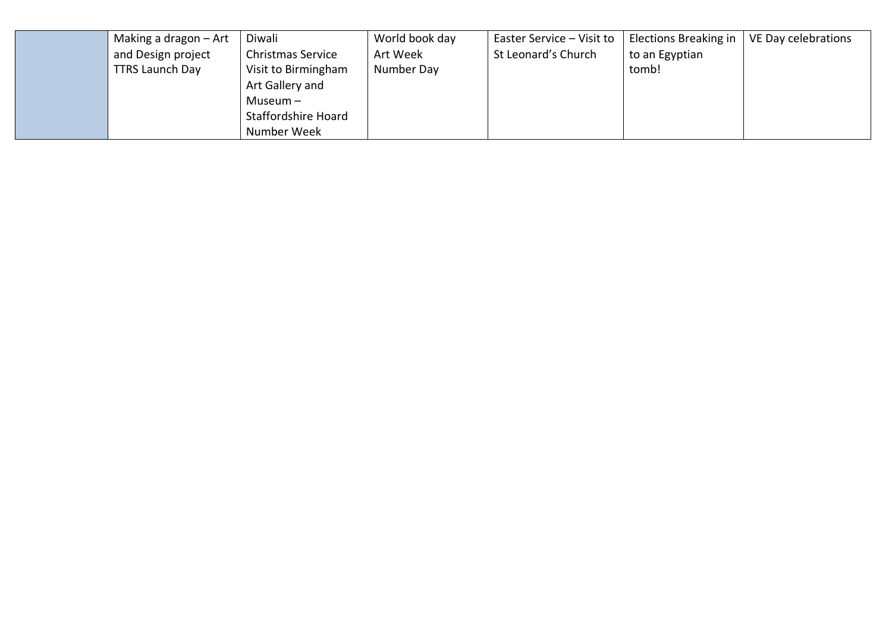| | | | | | | |
|---|---|---|---|---|---|---|
| | Making a dragon – Art and Design project<br>TTRS Launch Day | Diwali<br>Christmas Service<br>Visit to Birmingham Art Gallery and Museum – Staffordshire Hoard<br>Number Week | World book day<br>Art Week<br>Number Day | Easter Service – Visit to St Leonard's Church | Elections Breaking in to an Egyptian tomb! | VE Day celebrations |